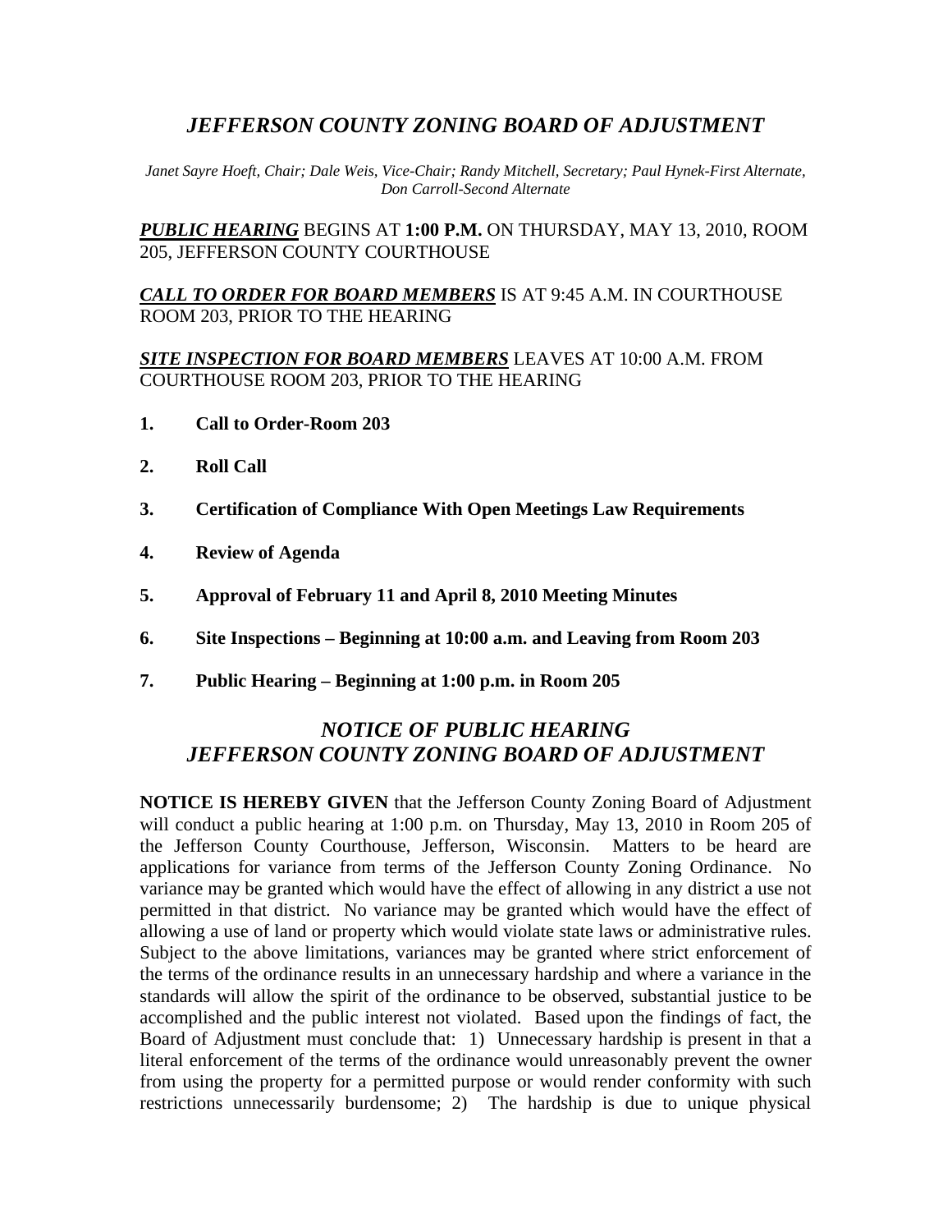# *JEFFERSON COUNTY ZONING BOARD OF ADJUSTMENT*

*Janet Sayre Hoeft, Chair; Dale Weis, Vice-Chair; Randy Mitchell, Secretary; Paul Hynek-First Alternate, Don Carroll-Second Alternate*

***PUBLIC HEARING*** BEGINS AT **1:00 P.M.** ON THURSDAY, MAY 13, 2010, ROOM 205, JEFFERSON COUNTY COURTHOUSE

***CALL TO ORDER FOR BOARD MEMBERS*** IS AT 9:45 A.M. IN COURTHOUSE ROOM 203, PRIOR TO THE HEARING

***SITE INSPECTION FOR BOARD MEMBERS*** LEAVES AT 10:00 A.M. FROM COURTHOUSE ROOM 203, PRIOR TO THE HEARING

1. **Call to Order-Room 203**
2. **Roll Call**
3. **Certification of Compliance With Open Meetings Law Requirements**
4. **Review of Agenda**
5. **Approval of February 11 and April 8, 2010 Meeting Minutes**
6. **Site Inspections – Beginning at 10:00 a.m. and Leaving from Room 203**
7. **Public Hearing – Beginning at 1:00 p.m. in Room 205**

## *NOTICE OF PUBLIC HEARING JEFFERSON COUNTY ZONING BOARD OF ADJUSTMENT*

**NOTICE IS HEREBY GIVEN** that the Jefferson County Zoning Board of Adjustment will conduct a public hearing at 1:00 p.m. on Thursday, May 13, 2010 in Room 205 of the Jefferson County Courthouse, Jefferson, Wisconsin. Matters to be heard are applications for variance from terms of the Jefferson County Zoning Ordinance. No variance may be granted which would have the effect of allowing in any district a use not permitted in that district. No variance may be granted which would have the effect of allowing a use of land or property which would violate state laws or administrative rules. Subject to the above limitations, variances may be granted where strict enforcement of the terms of the ordinance results in an unnecessary hardship and where a variance in the standards will allow the spirit of the ordinance to be observed, substantial justice to be accomplished and the public interest not violated. Based upon the findings of fact, the Board of Adjustment must conclude that: 1) Unnecessary hardship is present in that a literal enforcement of the terms of the ordinance would unreasonably prevent the owner from using the property for a permitted purpose or would render conformity with such restrictions unnecessarily burdensome; 2) The hardship is due to unique physical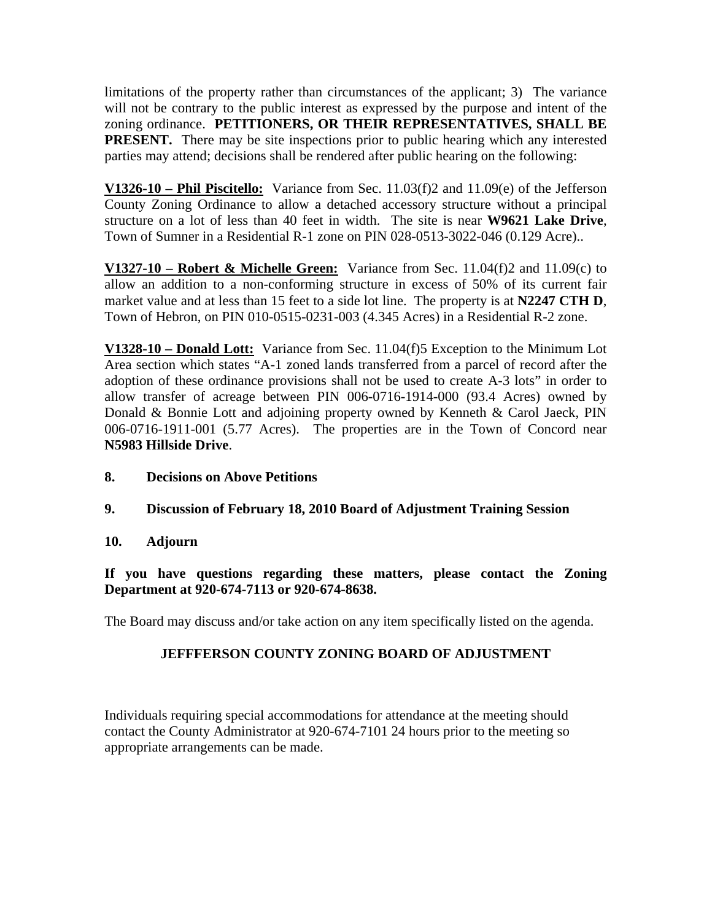limitations of the property rather than circumstances of the applicant; 3) The variance will not be contrary to the public interest as expressed by the purpose and intent of the zoning ordinance. **PETITIONERS, OR THEIR REPRESENTATIVES, SHALL BE PRESENT.** There may be site inspections prior to public hearing which any interested parties may attend; decisions shall be rendered after public hearing on the following:

**V1326-10 – Phil Piscitello:** Variance from Sec. 11.03(f)2 and 11.09(e) of the Jefferson County Zoning Ordinance to allow a detached accessory structure without a principal structure on a lot of less than 40 feet in width. The site is near **W9621 Lake Drive**, Town of Sumner in a Residential R-1 zone on PIN 028-0513-3022-046 (0.129 Acre)..

**V1327-10 – Robert & Michelle Green:** Variance from Sec. 11.04(f)2 and 11.09(c) to allow an addition to a non-conforming structure in excess of 50% of its current fair market value and at less than 15 feet to a side lot line. The property is at **N2247 CTH D**, Town of Hebron, on PIN 010-0515-0231-003 (4.345 Acres) in a Residential R-2 zone.

**V1328-10 – Donald Lott:** Variance from Sec. 11.04(f)5 Exception to the Minimum Lot Area section which states "A-1 zoned lands transferred from a parcel of record after the adoption of these ordinance provisions shall not be used to create A-3 lots" in order to allow transfer of acreage between PIN 006-0716-1914-000 (93.4 Acres) owned by Donald & Bonnie Lott and adjoining property owned by Kenneth & Carol Jaeck, PIN 006-0716-1911-001 (5.77 Acres). The properties are in the Town of Concord near **N5983 Hillside Drive**.

**8. Decisions on Above Petitions**

**9. Discussion of February 18, 2010 Board of Adjustment Training Session**

**10. Adjourn**

**If you have questions regarding these matters, please contact the Zoning Department at 920-674-7113 or 920-674-8638.**

The Board may discuss and/or take action on any item specifically listed on the agenda.

**JEFFFERSON COUNTY ZONING BOARD OF ADJUSTMENT**

Individuals requiring special accommodations for attendance at the meeting should contact the County Administrator at 920-674-7101 24 hours prior to the meeting so appropriate arrangements can be made.